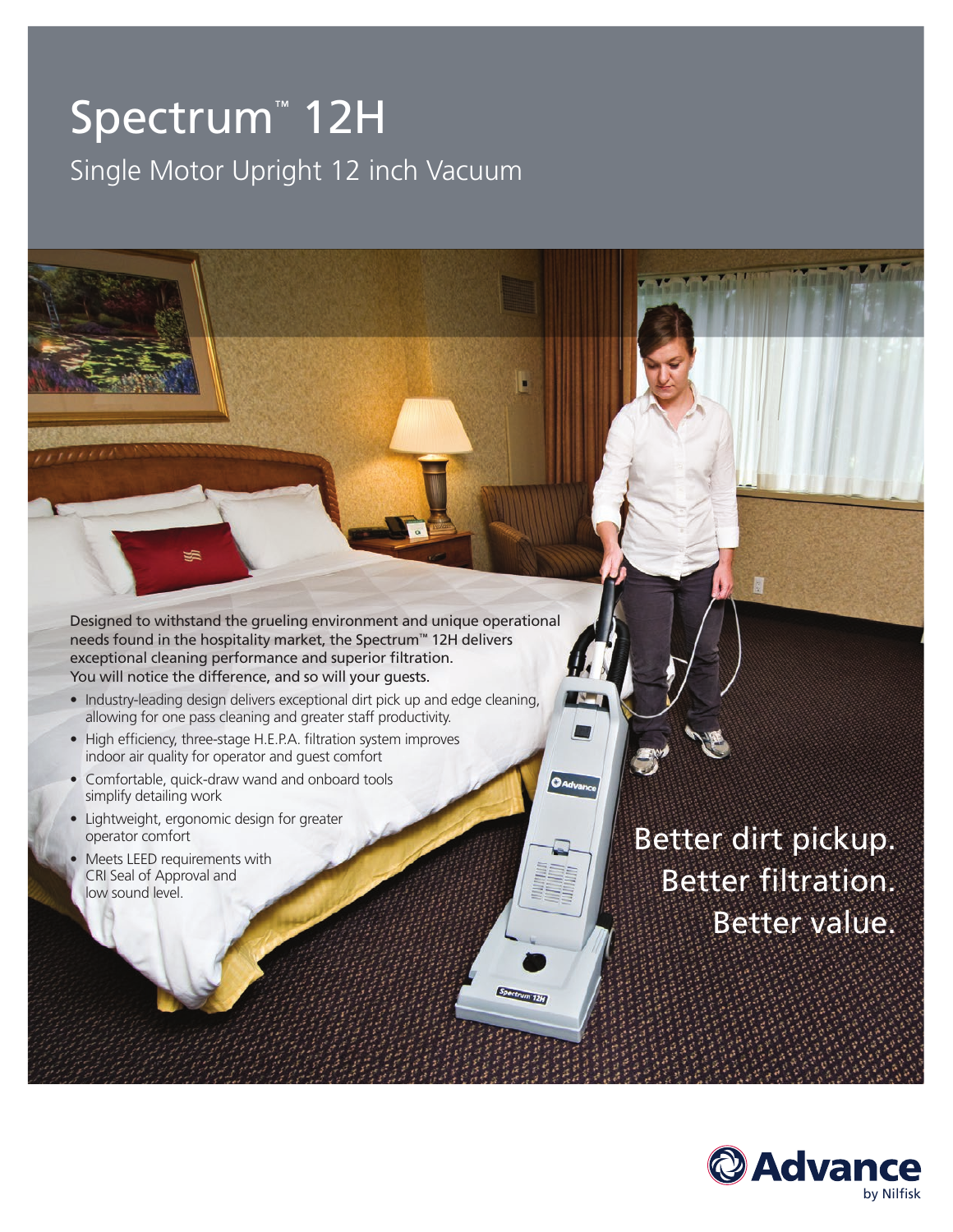# Spectrum™ 12H

## Single Motor Upright 12 inch Vacuum

**Designed to withstand the grueling environment and unique operational needs found in the hospitality market, the Spectrum™ 12H delivers exceptional cleaning performance and superior filtration. You will notice the difference, and so will your guests.**

- Industry-leading design delivers exceptional dirt pick up and edge cleaning, allowing for one pass cleaning and greater staff productivity.
- High efficiency, three-stage H.E.P.A. filtration system improves indoor air quality for operator and guest comfort
- Comfortable, quick-draw wand and onboard tools simplify detailing work
- Lightweight, ergonomic design for greater operator comfort
- Meets LEED requirements with CRI Seal of Approval and low sound level.

Better dirt pickup.
Better filtration.
Better value.

Advance by Nilfisk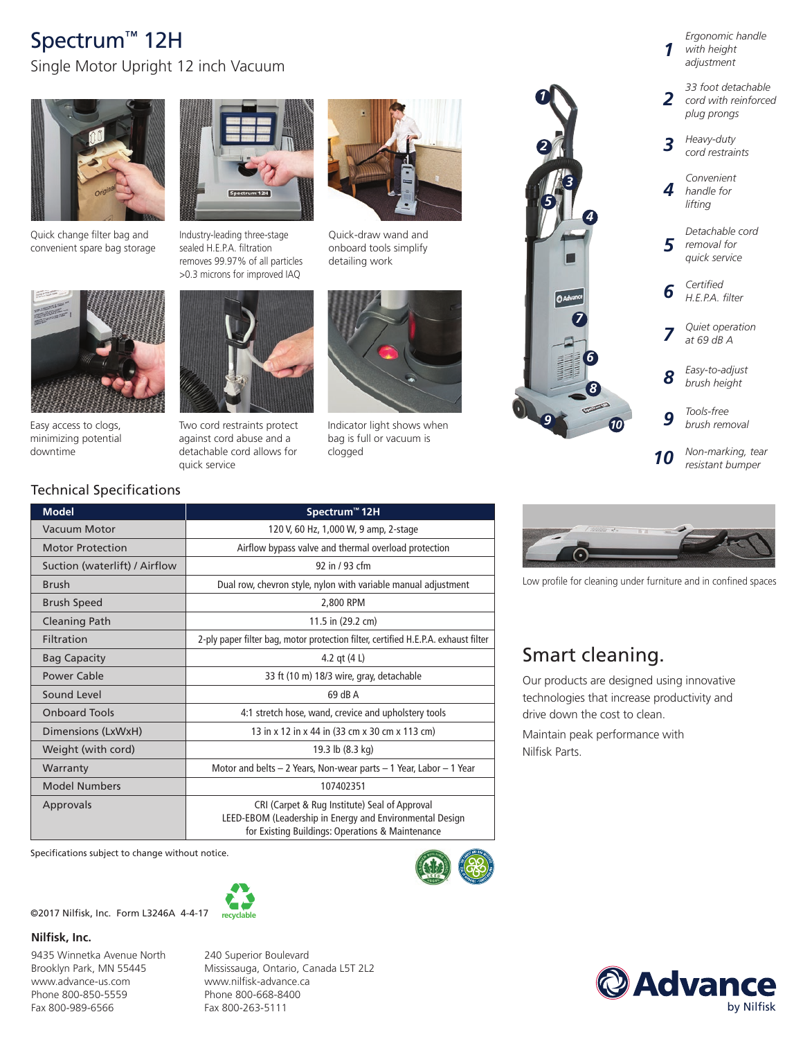# Spectrum™ 12H

Single Motor Upright 12 inch Vacuum

Quick change filter bag and convenient spare bag storage

Industry-leading three-stage sealed H.E.P.A. filtration removes 99.97% of all particles >0.3 microns for improved IAQ

Quick-draw wand and onboard tools simplify detailing work

Easy access to clogs, minimizing potential downtime

Two cord restraints protect against cord abuse and a detachable cord allows for quick service

Indicator light shows when bag is full or vacuum is clogged

1. *Ergonomic handle with height adjustment*
2. *33 foot detachable cord with reinforced plug prongs*
3. *Heavy-duty cord restraints*
4. *Convenient handle for lifting*
5. *Detachable cord removal for quick service*
6. *Certified H.E.P.A. filter*
7. *Quiet operation at 69 dB A*
8. *Easy-to-adjust brush height*
9. *Tools-free brush removal*
10. *Non-marking, tear resistant bumper*

## Technical Specifications

| Model | Spectrum™ 12H |
|---|---|
| Vacuum Motor | 120 V, 60 Hz, 1,000 W, 9 amp, 2-stage |
| Motor Protection | Airflow bypass valve and thermal overload protection |
| Suction (waterlift) / Airflow | 92 in / 93 cfm |
| Brush | Dual row, chevron style, nylon with variable manual adjustment |
| Brush Speed | 2,800 RPM |
| Cleaning Path | 11.5 in (29.2 cm) |
| Filtration | 2-ply paper filter bag, motor protection filter, certified H.E.P.A. exhaust filter |
| Bag Capacity | 4.2 qt (4 L) |
| Power Cable | 33 ft (10 m) 18/3 wire, gray, detachable |
| Sound Level | 69 dB A |
| Onboard Tools | 4:1 stretch hose, wand, crevice and upholstery tools |
| Dimensions (LxWxH) | 13 in x 12 in x 44 in (33 cm x 30 cm x 113 cm) |
| Weight (with cord) | 19.3 lb (8.3 kg) |
| Warranty | Motor and belts – 2 Years, Non-wear parts – 1 Year, Labor – 1 Year |
| Model Numbers | 107402351 |
| Approvals | CRI (Carpet & Rug Institute) Seal of Approval<br>LEED-EBOM (Leadership in Energy and Environmental Design for Existing Buildings: Operations & Maintenance |

Specifications subject to change without notice.

Low profile for cleaning under furniture and in confined spaces

## Smart cleaning.

Our products are designed using innovative technologies that increase productivity and drive down the cost to clean.

Maintain peak performance with Nilfisk Parts.

©2017 Nilfisk, Inc. Form L3246A 4-4-17 recyclable

**Nilfisk, Inc.**

9435 Winnetka Avenue North
Brooklyn Park, MN 55445
www.advance-us.com
Phone 800-850-5559
Fax 800-989-6566

240 Superior Boulevard
Mississauga, Ontario, Canada L5T 2L2
www.nilfisk-advance.ca
Phone 800-668-8400
Fax 800-263-5111

Advance by Nilfisk